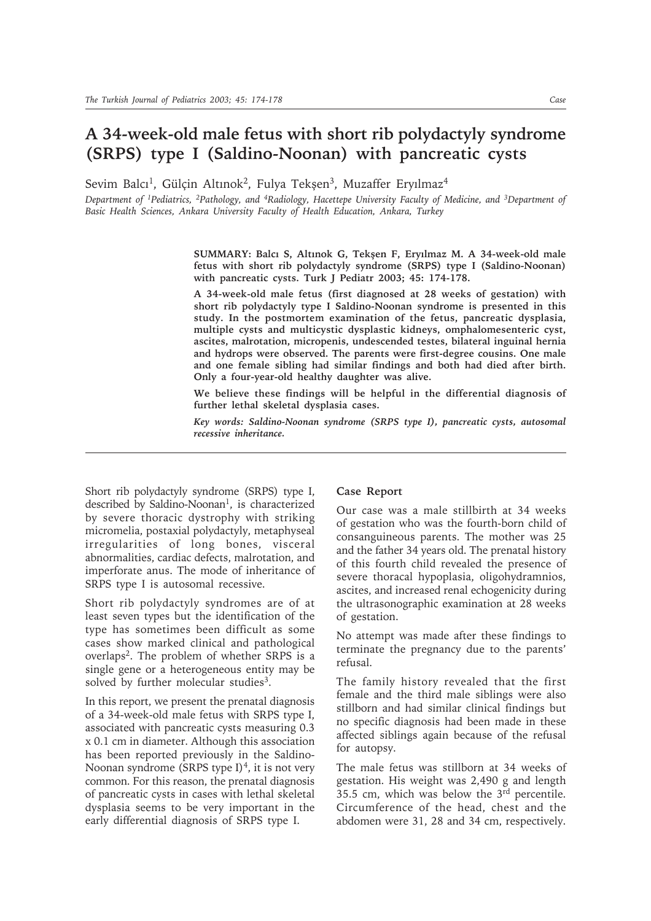# A 34-week-old male fetus with short rib polydactyly syndrome (SRPS) type I (Saldino-Noonan) with pancreatic cysts

Sevim Balcı[1], Gülçin Altınok[2], Fulya Tekşen[3], Muzaffer Eryılmaz[4]

*Department of [1]Pediatrics, [2]Pathology, and [4]Radiology, Hacettepe University Faculty of Medicine, and [3]Department of Basic Health Sciences, Ankara University Faculty of Health Education, Ankara, Turkey*

**SUMMARY: Balcı S, Altınok G, Tekşen F, Eryılmaz M. A 34-week-old male fetus with short rib polydactyly syndrome (SRPS) type I (Saldino-Noonan) with pancreatic cysts. Turk J Pediatr 2003; 45: 174-178.**

**A 34-week-old male fetus (first diagnosed at 28 weeks of gestation) with short rib polydactyly type I Saldino-Noonan syndrome is presented in this study. In the postmortem examination of the fetus, pancreatic dysplasia, multiple cysts and multicystic dysplastic kidneys, omphalomesenteric cyst, ascites, malrotation, micropenis, undescended testes, bilateral inguinal hernia and hydrops were observed. The parents were first-degree cousins. One male and one female sibling had similar findings and both had died after birth. Only a four-year-old healthy daughter was alive.**

**We believe these findings will be helpful in the differential diagnosis of further lethal skeletal dysplasia cases.**

***Key words: Saldino-Noonan syndrome (SRPS type I), pancreatic cysts, autosomal recessive inheritance.***

---

Short rib polydactyly syndrome (SRPS) type I, described by Saldino-Noonan[1], is characterized by severe thoracic dystrophy with striking micromelia, postaxial polydactyly, metaphyseal irregularities of long bones, visceral abnormalities, cardiac defects, malrotation, and imperforate anus. The mode of inheritance of SRPS type I is autosomal recessive.

Short rib polydactyly syndromes are of at least seven types but the identification of the type has sometimes been difficult as some cases show marked clinical and pathological overlaps[2]. The problem of whether SRPS is a single gene or a heterogeneous entity may be solved by further molecular studies[3].

In this report, we present the prenatal diagnosis of a 34-week-old male fetus with SRPS type I, associated with pancreatic cysts measuring 0.3 x 0.1 cm in diameter. Although this association has been reported previously in the Saldino-Noonan syndrome (SRPS type I)[4], it is not very common. For this reason, the prenatal diagnosis of pancreatic cysts in cases with lethal skeletal dysplasia seems to be very important in the early differential diagnosis of SRPS type I.

## Case Report

Our case was a male stillbirth at 34 weeks of gestation who was the fourth-born child of consanguineous parents. The mother was 25 and the father 34 years old. The prenatal history of this fourth child revealed the presence of severe thoracal hypoplasia, oligohydramnios, ascites, and increased renal echogenicity during the ultrasonographic examination at 28 weeks of gestation.

No attempt was made after these findings to terminate the pregnancy due to the parents' refusal.

The family history revealed that the first female and the third male siblings were also stillborn and had similar clinical findings but no specific diagnosis had been made in these affected siblings again because of the refusal for autopsy.

The male fetus was stillborn at 34 weeks of gestation. His weight was 2,490 g and length 35.5 cm, which was below the 3rd percentile. Circumference of the head, chest and the abdomen were 31, 28 and 34 cm, respectively.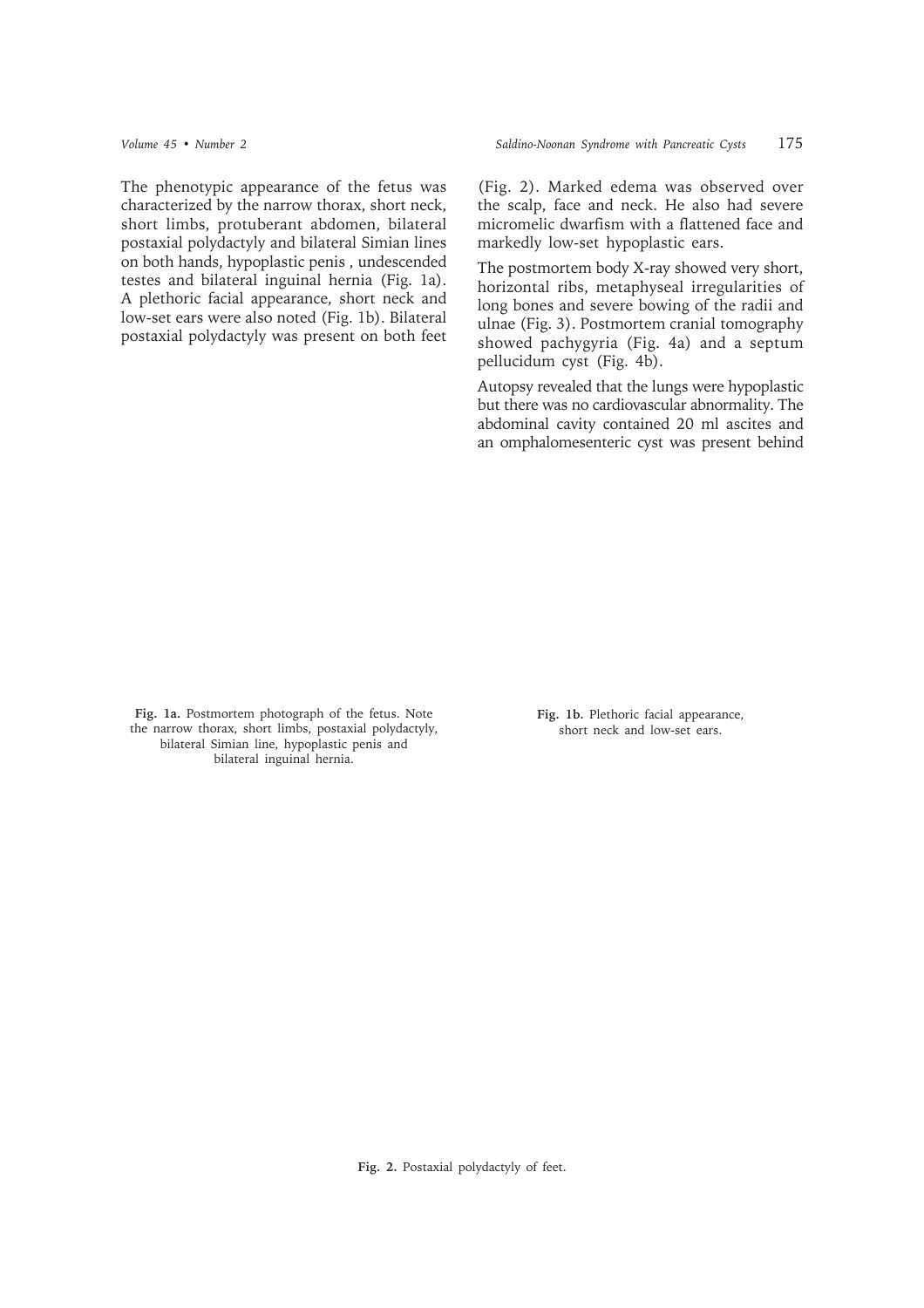The phenotypic appearance of the fetus was characterized by the narrow thorax, short neck, short limbs, protuberant abdomen, bilateral postaxial polydactyly and bilateral Simian lines on both hands, hypoplastic penis , undescended testes and bilateral inguinal hernia (Fig. 1a). A plethoric facial appearance, short neck and low-set ears were also noted (Fig. 1b). Bilateral postaxial polydactyly was present on both feet (Fig. 2). Marked edema was observed over the scalp, face and neck. He also had severe micromelic dwarfism with a flattened face and markedly low-set hypoplastic ears.

The postmortem body X-ray showed very short, horizontal ribs, metaphyseal irregularities of long bones and severe bowing of the radii and ulnae (Fig. 3). Postmortem cranial tomography showed pachygyria (Fig. 4a) and a septum pellucidum cyst (Fig. 4b).

Autopsy revealed that the lungs were hypoplastic but there was no cardiovascular abnormality. The abdominal cavity contained 20 ml ascites and an omphalomesenteric cyst was present behind

**Fig. 1a.** Postmortem photograph of the fetus. Note the narrow thorax, short limbs, postaxial polydactyly, bilateral Simian line, hypoplastic penis and bilateral inguinal hernia.

**Fig. 1b.** Plethoric facial appearance, short neck and low-set ears.

**Fig. 2.** Postaxial polydactyly of feet.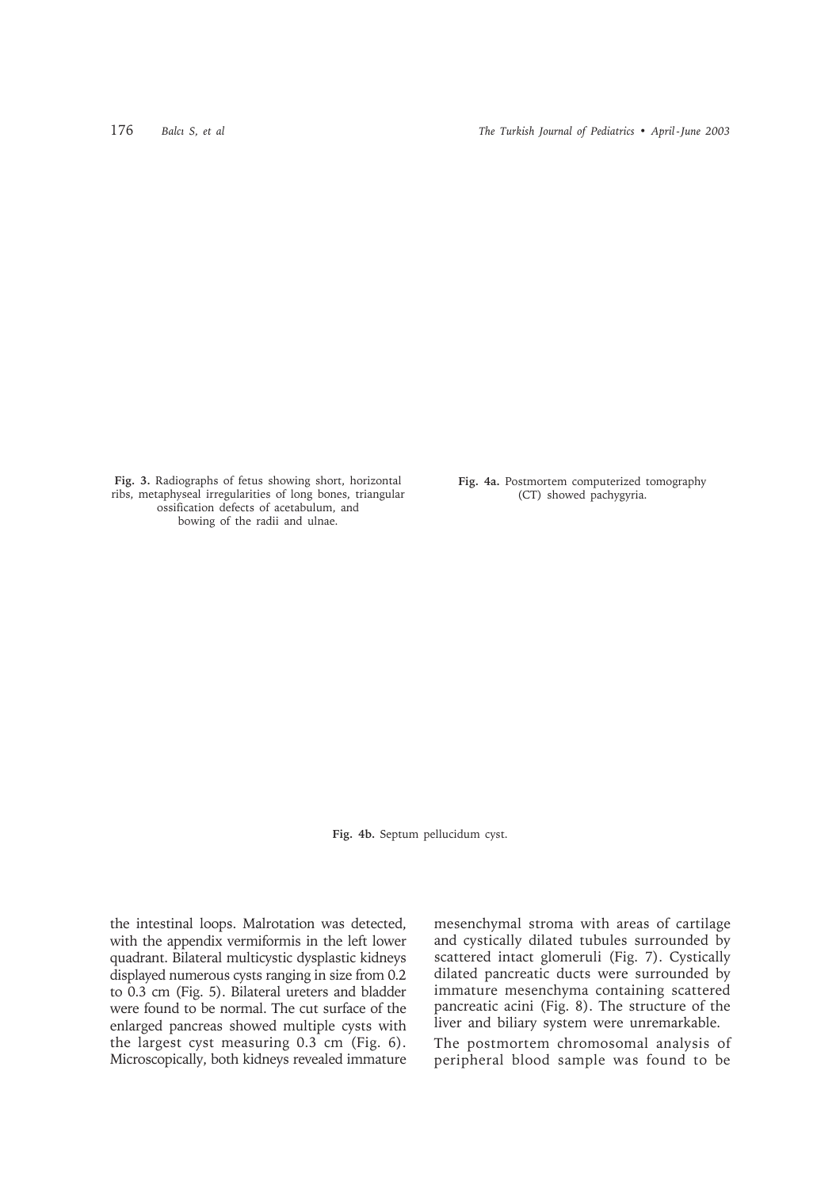**Fig. 3.** Radiographs of fetus showing short, horizontal ribs, metaphyseal irregularities of long bones, triangular ossification defects of acetabulum, and bowing of the radii and ulnae.

**Fig. 4a.** Postmortem computerized tomography (CT) showed pachygyria.

**Fig. 4b.** Septum pellucidum cyst.

the intestinal loops. Malrotation was detected, with the appendix vermiformis in the left lower quadrant. Bilateral multicystic dysplastic kidneys displayed numerous cysts ranging in size from 0.2 to 0.3 cm (Fig. 5). Bilateral ureters and bladder were found to be normal. The cut surface of the enlarged pancreas showed multiple cysts with the largest cyst measuring 0.3 cm (Fig. 6). Microscopically, both kidneys revealed immature mesenchymal stroma with areas of cartilage and cystically dilated tubules surrounded by scattered intact glomeruli (Fig. 7). Cystically dilated pancreatic ducts were surrounded by immature mesenchyma containing scattered pancreatic acini (Fig. 8). The structure of the liver and biliary system were unremarkable.

The postmortem chromosomal analysis of peripheral blood sample was found to be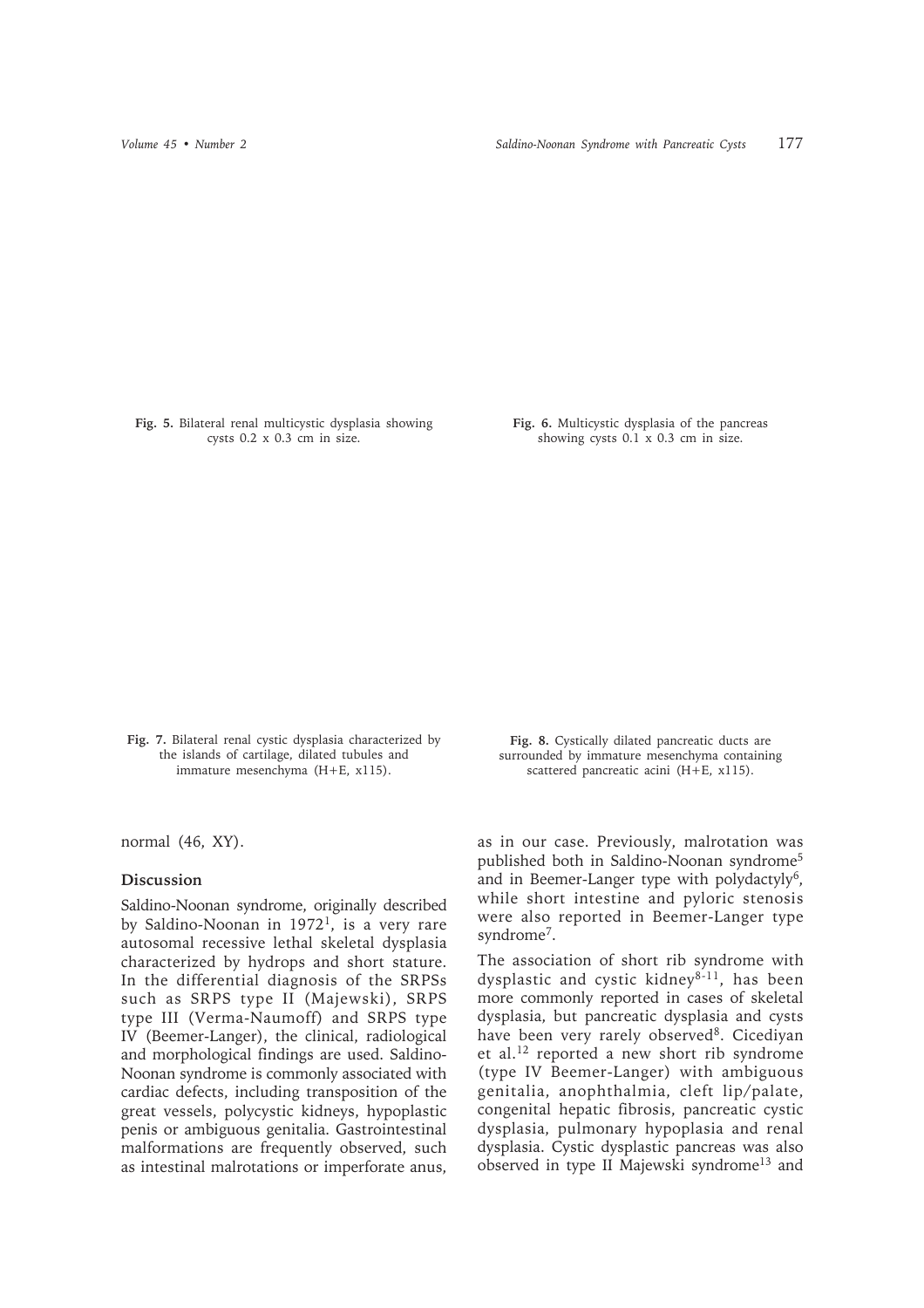**Fig. 5.** Bilateral renal multicystic dysplasia showing cysts 0.2 x 0.3 cm in size.

**Fig. 6.** Multicystic dysplasia of the pancreas showing cysts 0.1 x 0.3 cm in size.

**Fig. 7.** Bilateral renal cystic dysplasia characterized by the islands of cartilage, dilated tubules and immature mesenchyma (H+E, x115).

**Fig. 8.** Cystically dilated pancreatic ducts are surrounded by immature mesenchyma containing scattered pancreatic acini (H+E, x115).

normal (46, XY).

## Discussion

Saldino-Noonan syndrome, originally described by Saldino-Noonan in 1972[1], is a very rare autosomal recessive lethal skeletal dysplasia characterized by hydrops and short stature. In the differential diagnosis of the SRPSs such as SRPS type II (Majewski), SRPS type III (Verma-Naumoff) and SRPS type IV (Beemer-Langer), the clinical, radiological and morphological findings are used. Saldino-Noonan syndrome is commonly associated with cardiac defects, including transposition of the great vessels, polycystic kidneys, hypoplastic penis or ambiguous genitalia. Gastrointestinal malformations are frequently observed, such as intestinal malrotations or imperforate anus, as in our case. Previously, malrotation was published both in Saldino-Noonan syndrome[5] and in Beemer-Langer type with polydactyly[6], while short intestine and pyloric stenosis were also reported in Beemer-Langer type syndrome[7].

The association of short rib syndrome with dysplastic and cystic kidney[8-11], has been more commonly reported in cases of skeletal dysplasia, but pancreatic dysplasia and cysts have been very rarely observed[8]. Cicediyan et al.[12] reported a new short rib syndrome (type IV Beemer-Langer) with ambiguous genitalia, anophthalmia, cleft lip/palate, congenital hepatic fibrosis, pancreatic cystic dysplasia, pulmonary hypoplasia and renal dysplasia. Cystic dysplastic pancreas was also observed in type II Majewski syndrome[13] and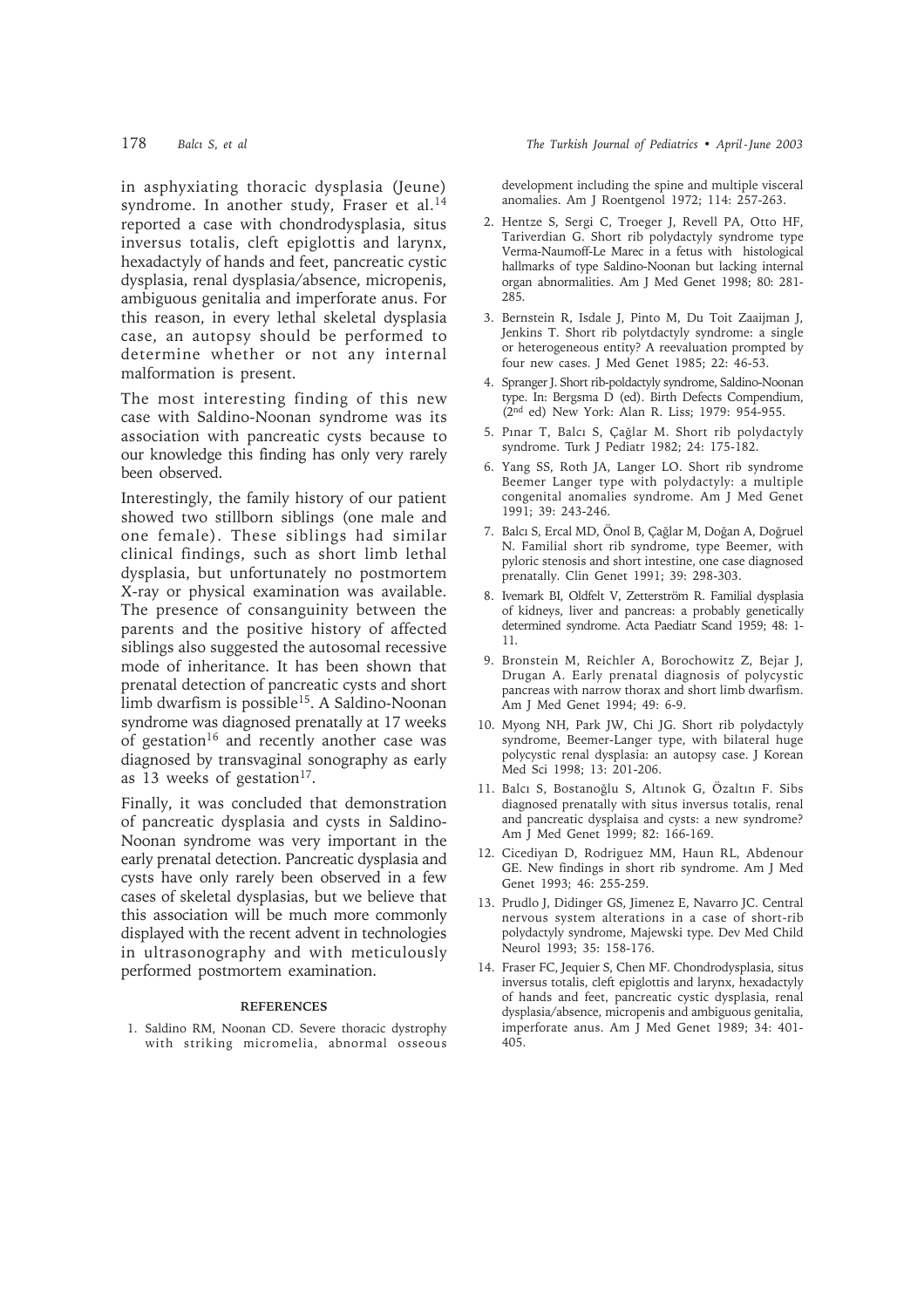in asphyxiating thoracic dysplasia (Jeune) syndrome. In another study, Fraser et al.[14] reported a case with chondrodysplasia, situs inversus totalis, cleft epiglottis and larynx, hexadactyly of hands and feet, pancreatic cystic dysplasia, renal dysplasia/absence, micropenis, ambiguous genitalia and imperforate anus. For this reason, in every lethal skeletal dysplasia case, an autopsy should be performed to determine whether or not any internal malformation is present.

The most interesting finding of this new case with Saldino-Noonan syndrome was its association with pancreatic cysts because to our knowledge this finding has only very rarely been observed.

Interestingly, the family history of our patient showed two stillborn siblings (one male and one female). These siblings had similar clinical findings, such as short limb lethal dysplasia, but unfortunately no postmortem X-ray or physical examination was available. The presence of consanguinity between the parents and the positive history of affected siblings also suggested the autosomal recessive mode of inheritance. It has been shown that prenatal detection of pancreatic cysts and short limb dwarfism is possible[15]. A Saldino-Noonan syndrome was diagnosed prenatally at 17 weeks of gestation[16] and recently another case was diagnosed by transvaginal sonography as early as 13 weeks of gestation[17].

Finally, it was concluded that demonstration of pancreatic dysplasia and cysts in Saldino-Noonan syndrome was very important in the early prenatal detection. Pancreatic dysplasia and cysts have only rarely been observed in a few cases of skeletal dysplasias, but we believe that this association will be much more commonly displayed with the recent advent in technologies in ultrasonography and with meticulously performed postmortem examination.

## REFERENCES

1. Saldino RM, Noonan CD. Severe thoracic dystrophy with striking micromelia, abnormal osseous development including the spine and multiple visceral anomalies. Am J Roentgenol 1972; 114: 257-263.
2. Hentze S, Sergi C, Troeger J, Revell PA, Otto HF, Tariverdian G. Short rib polydactyly syndrome type Verma-Naumoff-Le Marec in a fetus with histological hallmarks of type Saldino-Noonan but lacking internal organ abnormalities. Am J Med Genet 1998; 80: 281-285.
3. Bernstein R, Isdale J, Pinto M, Du Toit Zaaijman J, Jenkins T. Short rib polytdactyly syndrome: a single or heterogeneous entity? A reevaluation prompted by four new cases. J Med Genet 1985; 22: 46-53.
4. Spranger J. Short rib-poldactyly syndrome, Saldino-Noonan type. In: Bergsma D (ed). Birth Defects Compendium, (2nd ed) New York: Alan R. Liss; 1979: 954-955.
5. Pınar T, Balcı S, Çağlar M. Short rib polydactyly syndrome. Turk J Pediatr 1982; 24: 175-182.
6. Yang SS, Roth JA, Langer LO. Short rib syndrome Beemer Langer type with polydactyly: a multiple congenital anomalies syndrome. Am J Med Genet 1991; 39: 243-246.
7. Balcı S, Ercal MD, Önol B, Çağlar M, Doğan A, Doğruel N. Familial short rib syndrome, type Beemer, with pyloric stenosis and short intestine, one case diagnosed prenatally. Clin Genet 1991; 39: 298-303.
8. Ivemark BI, Oldfelt V, Zetterström R. Familial dysplasia of kidneys, liver and pancreas: a probably genetically determined syndrome. Acta Paediatr Scand 1959; 48: 1-11.
9. Bronstein M, Reichler A, Borochowitz Z, Bejar J, Drugan A. Early prenatal diagnosis of polycystic pancreas with narrow thorax and short limb dwarfism. Am J Med Genet 1994; 49: 6-9.
10. Myong NH, Park JW, Chi JG. Short rib polydactyly syndrome, Beemer-Langer type, with bilateral huge polycystic renal dysplasia: an autopsy case. J Korean Med Sci 1998; 13: 201-206.
11. Balcı S, Bostanoğlu S, Altınok G, Özaltın F. Sibs diagnosed prenatally with situs inversus totalis, renal and pancreatic dysplaisa and cysts: a new syndrome? Am J Med Genet 1999; 82: 166-169.
12. Cicediyan D, Rodriguez MM, Haun RL, Abdenour GE. New findings in short rib syndrome. Am J Med Genet 1993; 46: 255-259.
13. Prudlo J, Didinger GS, Jimenez E, Navarro JC. Central nervous system alterations in a case of short-rib polydactyly syndrome, Majewski type. Dev Med Child Neurol 1993; 35: 158-176.
14. Fraser FC, Jequier S, Chen MF. Chondrodysplasia, situs inversus totalis, cleft epiglottis and larynx, hexadactyly of hands and feet, pancreatic cystic dysplasia, renal dysplasia/absence, micropenis and ambiguous genitalia, imperforate anus. Am J Med Genet 1989; 34: 401-405.